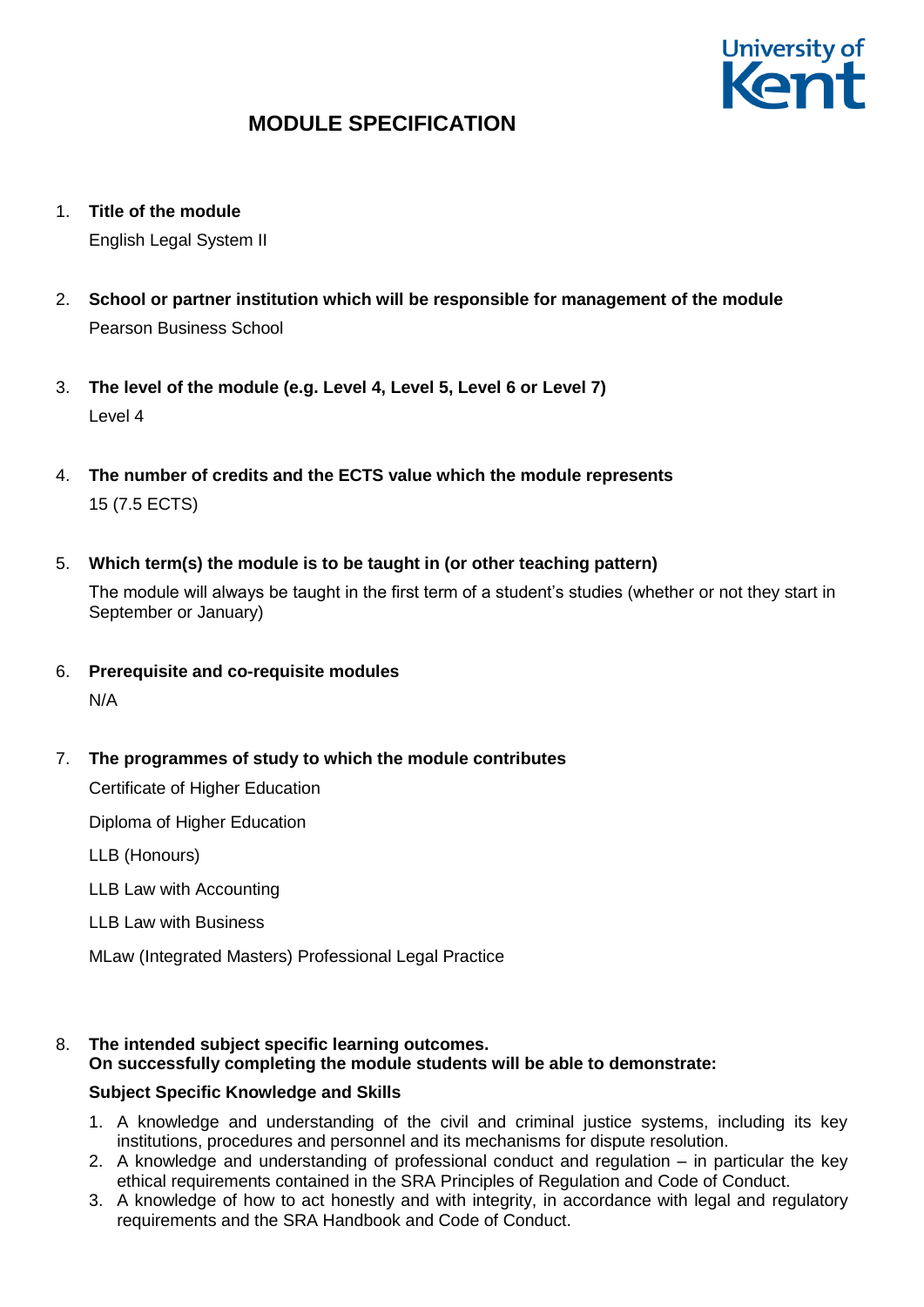# MODULE SPECIFICATION

1. **Title of the module**

   English Legal System II

2. **School or partner institution which will be responsible for management of the module**

   Pearson Business School

3. **The level of the module (e.g. Level 4, Level 5, Level 6 or Level 7)**

   Level 4

4. **The number of credits and the ECTS value which the module represents**

   15 (7.5 ECTS)

5. **Which term(s) the module is to be taught in (or other teaching pattern)**

   The module will always be taught in the first term of a student's studies (whether or not they start in September or January)

6. **Prerequisite and co-requisite modules**

   N/A

7. **The programmes of study to which the module contributes**

   Certificate of Higher Education

   Diploma of Higher Education

   LLB (Honours)

   LLB Law with Accounting

   LLB Law with Business

   MLaw (Integrated Masters) Professional Legal Practice

8. **The intended subject specific learning outcomes.**
   **On successfully completing the module students will be able to demonstrate:**

   **Subject Specific Knowledge and Skills**

   1. A knowledge and understanding of the civil and criminal justice systems, including its key institutions, procedures and personnel and its mechanisms for dispute resolution.
   2. A knowledge and understanding of professional conduct and regulation – in particular the key ethical requirements contained in the SRA Principles of Regulation and Code of Conduct.
   3. A knowledge of how to act honestly and with integrity, in accordance with legal and regulatory requirements and the SRA Handbook and Code of Conduct.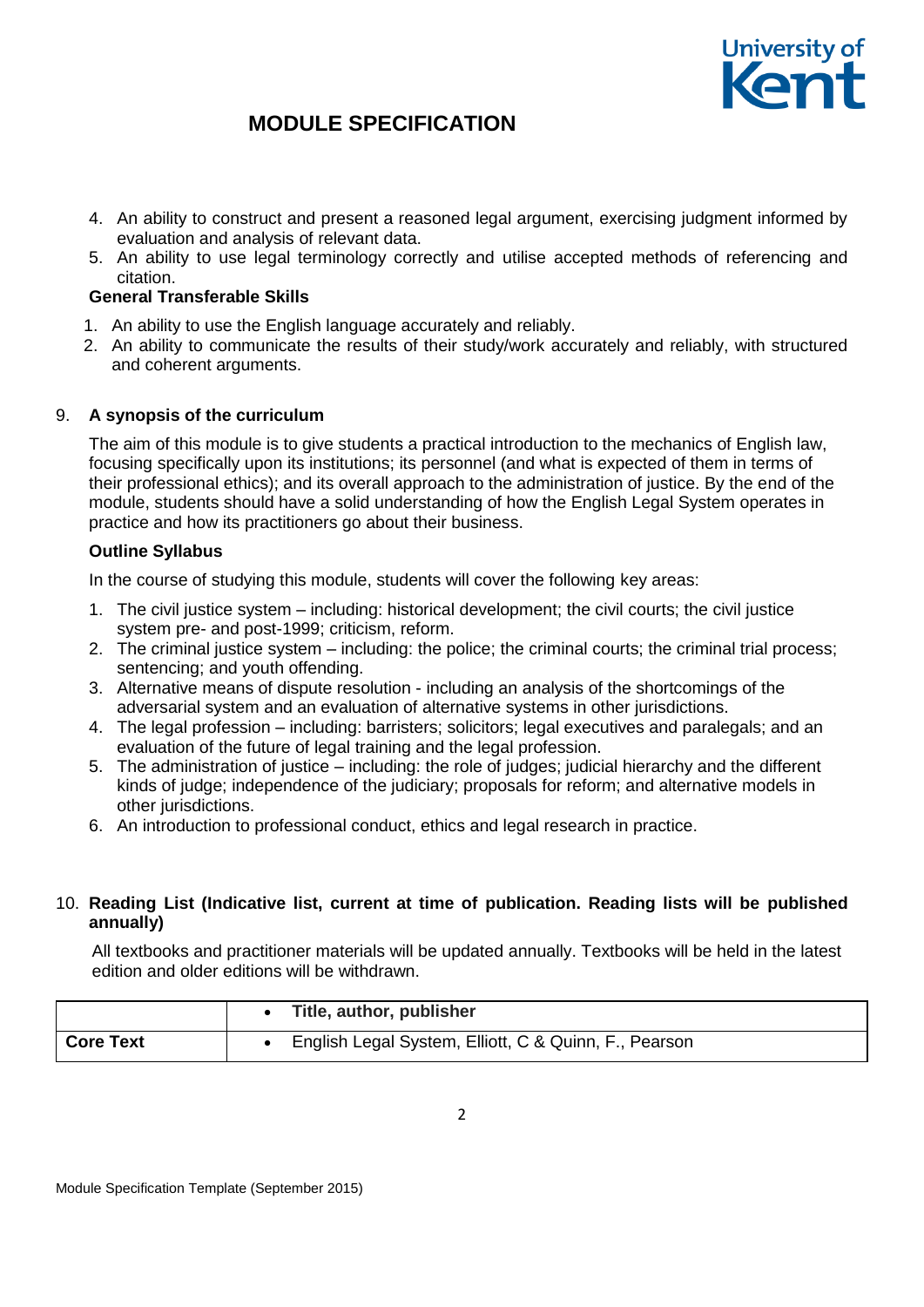4. An ability to construct and present a reasoned legal argument, exercising judgment informed by evaluation and analysis of relevant data.
5. An ability to use legal terminology correctly and utilise accepted methods of referencing and citation.

**General Transferable Skills**

1. An ability to use the English language accurately and reliably.
2. An ability to communicate the results of their study/work accurately and reliably, with structured and coherent arguments.

## 9. A synopsis of the curriculum

The aim of this module is to give students a practical introduction to the mechanics of English law, focusing specifically upon its institutions; its personnel (and what is expected of them in terms of their professional ethics); and its overall approach to the administration of justice. By the end of the module, students should have a solid understanding of how the English Legal System operates in practice and how its practitioners go about their business.

**Outline Syllabus**

In the course of studying this module, students will cover the following key areas:

1. The civil justice system – including: historical development; the civil courts; the civil justice system pre- and post-1999; criticism, reform.
2. The criminal justice system – including: the police; the criminal courts; the criminal trial process; sentencing; and youth offending.
3. Alternative means of dispute resolution - including an analysis of the shortcomings of the adversarial system and an evaluation of alternative systems in other jurisdictions.
4. The legal profession – including: barristers; solicitors; legal executives and paralegals; and an evaluation of the future of legal training and the legal profession.
5. The administration of justice – including: the role of judges; judicial hierarchy and the different kinds of judge; independence of the judiciary; proposals for reform; and alternative models in other jurisdictions.
6. An introduction to professional conduct, ethics and legal research in practice.

## 10. Reading List (Indicative list, current at time of publication. Reading lists will be published annually)

All textbooks and practitioner materials will be updated annually. Textbooks will be held in the latest edition and older editions will be withdrawn.

| | Title, author, publisher |
|---|---|
| **Core Text** | English Legal System, Elliott, C & Quinn, F., Pearson |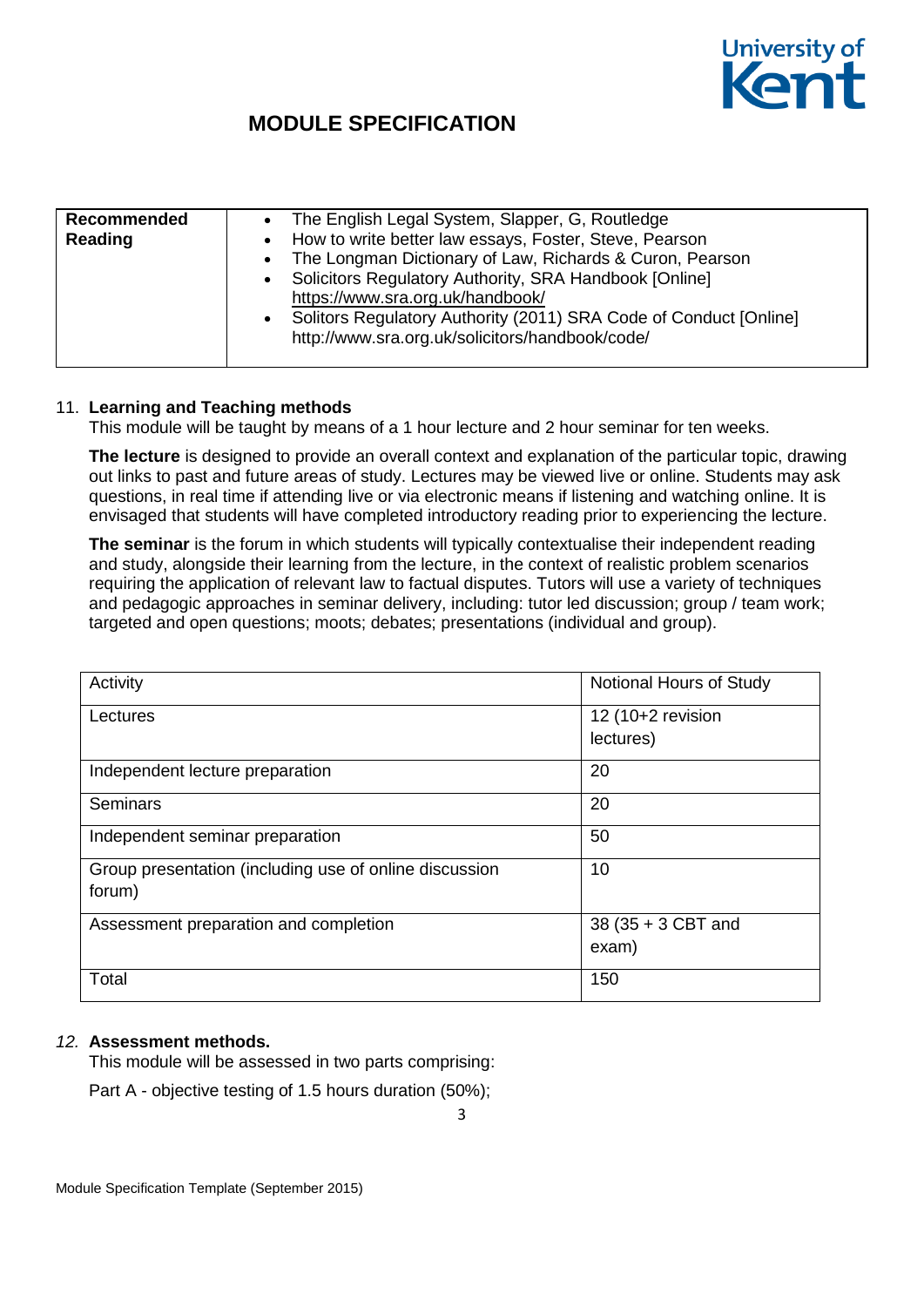| Recommended Reading | <ul><li>The English Legal System, Slapper, G, Routledge</li><li>How to write better law essays, Foster, Steve, Pearson</li><li>The Longman Dictionary of Law, Richards & Curon, Pearson</li><li>Solicitors Regulatory Authority, SRA Handbook [Online] https://www.sra.org.uk/handbook/</li><li>Solitors Regulatory Authority (2011) SRA Code of Conduct [Online] http://www.sra.org.uk/solicitors/handbook/code/</li></ul> |
|---|---|

11. **Learning and Teaching methods**

This module will be taught by means of a 1 hour lecture and 2 hour seminar for ten weeks.

**The lecture** is designed to provide an overall context and explanation of the particular topic, drawing out links to past and future areas of study. Lectures may be viewed live or online. Students may ask questions, in real time if attending live or via electronic means if listening and watching online. It is envisaged that students will have completed introductory reading prior to experiencing the lecture.

**The seminar** is the forum in which students will typically contextualise their independent reading and study, alongside their learning from the lecture, in the context of realistic problem scenarios requiring the application of relevant law to factual disputes. Tutors will use a variety of techniques and pedagogic approaches in seminar delivery, including: tutor led discussion; group / team work; targeted and open questions; moots; debates; presentations (individual and group).

| Activity | Notional Hours of Study |
|---|---|
| Lectures | 12 (10+2 revision lectures) |
| Independent lecture preparation | 20 |
| Seminars | 20 |
| Independent seminar preparation | 50 |
| Group presentation (including use of online discussion forum) | 10 |
| Assessment preparation and completion | 38 (35 + 3 CBT and exam) |
| Total | 150 |

*12.* **Assessment methods.**

This module will be assessed in two parts comprising:

Part A - objective testing of 1.5 hours duration (50%);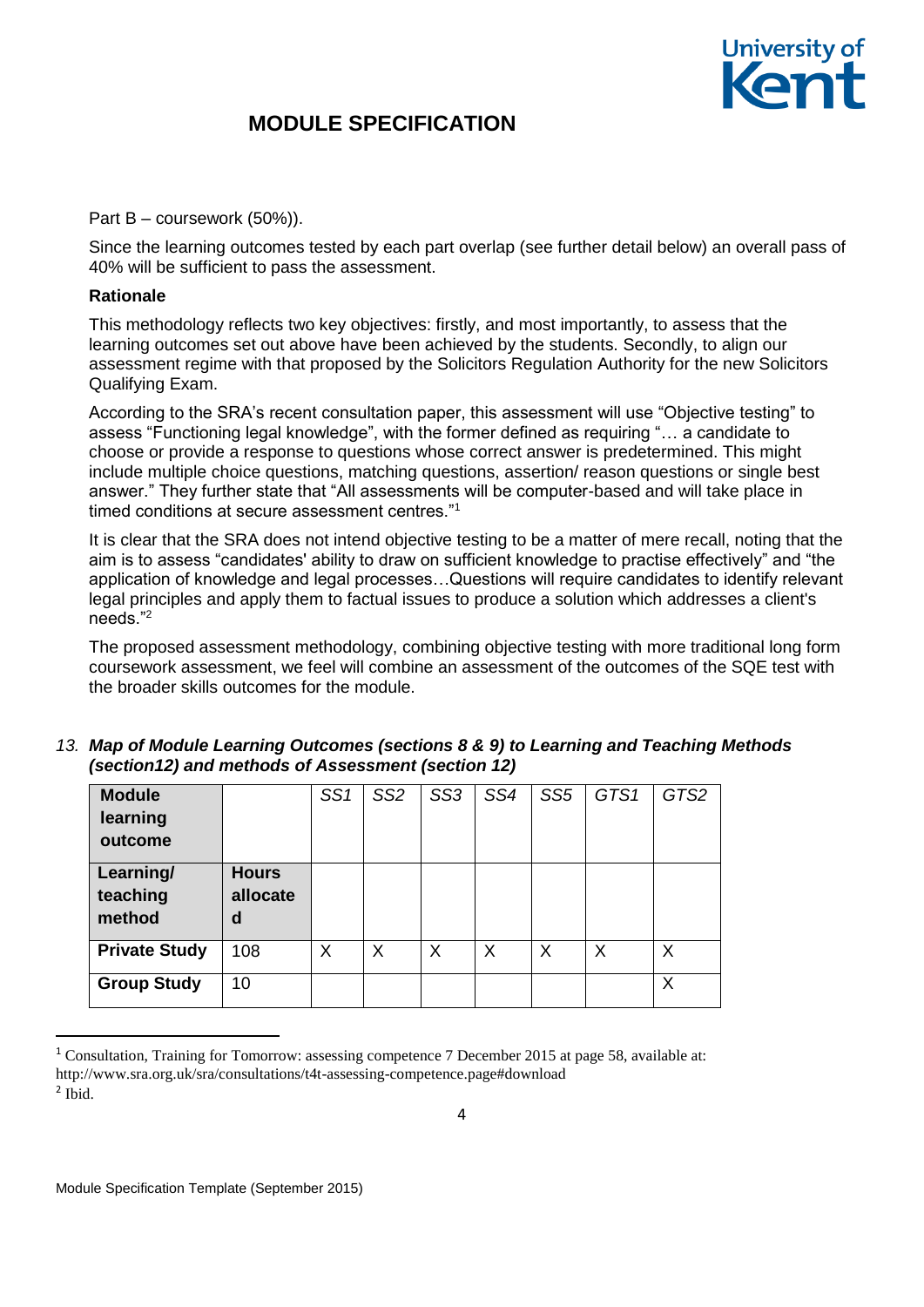Part B – coursework (50%)).

Since the learning outcomes tested by each part overlap (see further detail below) an overall pass of 40% will be sufficient to pass the assessment.

**Rationale**

This methodology reflects two key objectives: firstly, and most importantly, to assess that the learning outcomes set out above have been achieved by the students. Secondly, to align our assessment regime with that proposed by the Solicitors Regulation Authority for the new Solicitors Qualifying Exam.

According to the SRA's recent consultation paper, this assessment will use "Objective testing" to assess "Functioning legal knowledge", with the former defined as requiring "… a candidate to choose or provide a response to questions whose correct answer is predetermined. This might include multiple choice questions, matching questions, assertion/ reason questions or single best answer." They further state that "All assessments will be computer-based and will take place in timed conditions at secure assessment centres."[1]

It is clear that the SRA does not intend objective testing to be a matter of mere recall, noting that the aim is to assess "candidates' ability to draw on sufficient knowledge to practise effectively" and "the application of knowledge and legal processes…Questions will require candidates to identify relevant legal principles and apply them to factual issues to produce a solution which addresses a client's needs."[2]

The proposed assessment methodology, combining objective testing with more traditional long form coursework assessment, we feel will combine an assessment of the outcomes of the SQE test with the broader skills outcomes for the module.

13. ***Map of Module Learning Outcomes (sections 8 & 9) to Learning and Teaching Methods (section12) and methods of Assessment (section 12)***

| **Module learning outcome** | | *SS1* | *SS2* | *SS3* | *SS4* | *SS5* | *GTS1* | *GTS2* |
|---|---|---|---|---|---|---|---|---|
| **Learning/ teaching method** | **Hours allocated** | | | | | | | |
| **Private Study** | 108 | X | X | X | X | X | X | X |
| **Group Study** | 10 | | | | | | | X |

[1] Consultation, Training for Tomorrow: assessing competence 7 December 2015 at page 58, available at: http://www.sra.org.uk/sra/consultations/t4t-assessing-competence.page#download

[2] Ibid.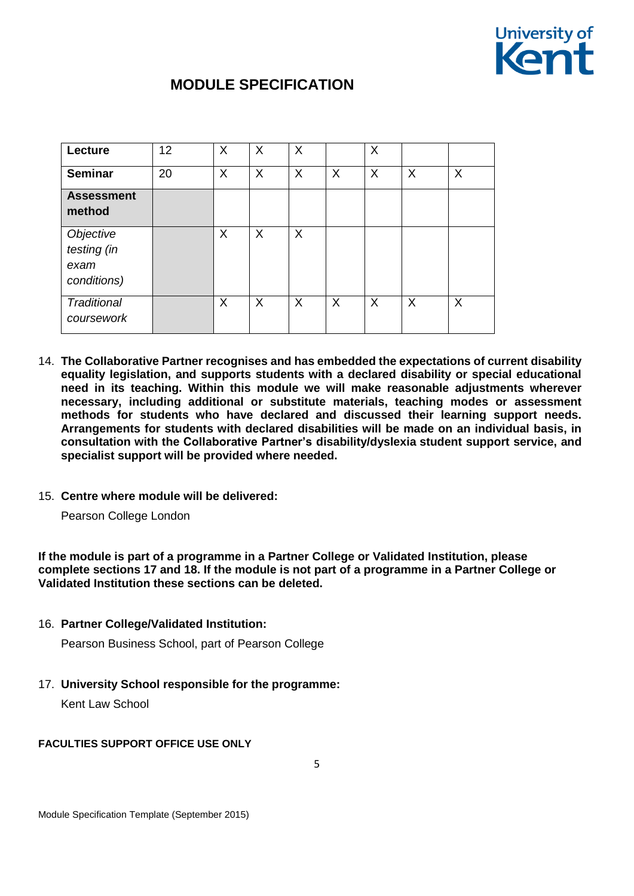# MODULE SPECIFICATION

| Lecture | 12 | X | X | X | | X | | |
|---|---|---|---|---|---|---|---|---|
| **Seminar** | 20 | X | X | X | X | X | X | X |
| **Assessment method** | | | | | | | | |
| *Objective testing (in exam conditions)* | | X | X | X | | | | |
| *Traditional coursework* | | X | X | X | X | X | X | X |

14. **The Collaborative Partner recognises and has embedded the expectations of current disability equality legislation, and supports students with a declared disability or special educational need in its teaching. Within this module we will make reasonable adjustments wherever necessary, including additional or substitute materials, teaching modes or assessment methods for students who have declared and discussed their learning support needs. Arrangements for students with declared disabilities will be made on an individual basis, in consultation with the Collaborative Partner's disability/dyslexia student support service, and specialist support will be provided where needed.**

15. **Centre where module will be delivered:**

    Pearson College London

**If the module is part of a programme in a Partner College or Validated Institution, please complete sections 17 and 18. If the module is not part of a programme in a Partner College or Validated Institution these sections can be deleted.**

16. **Partner College/Validated Institution:**

    Pearson Business School, part of Pearson College

17. **University School responsible for the programme:**

    Kent Law School

**FACULTIES SUPPORT OFFICE USE ONLY**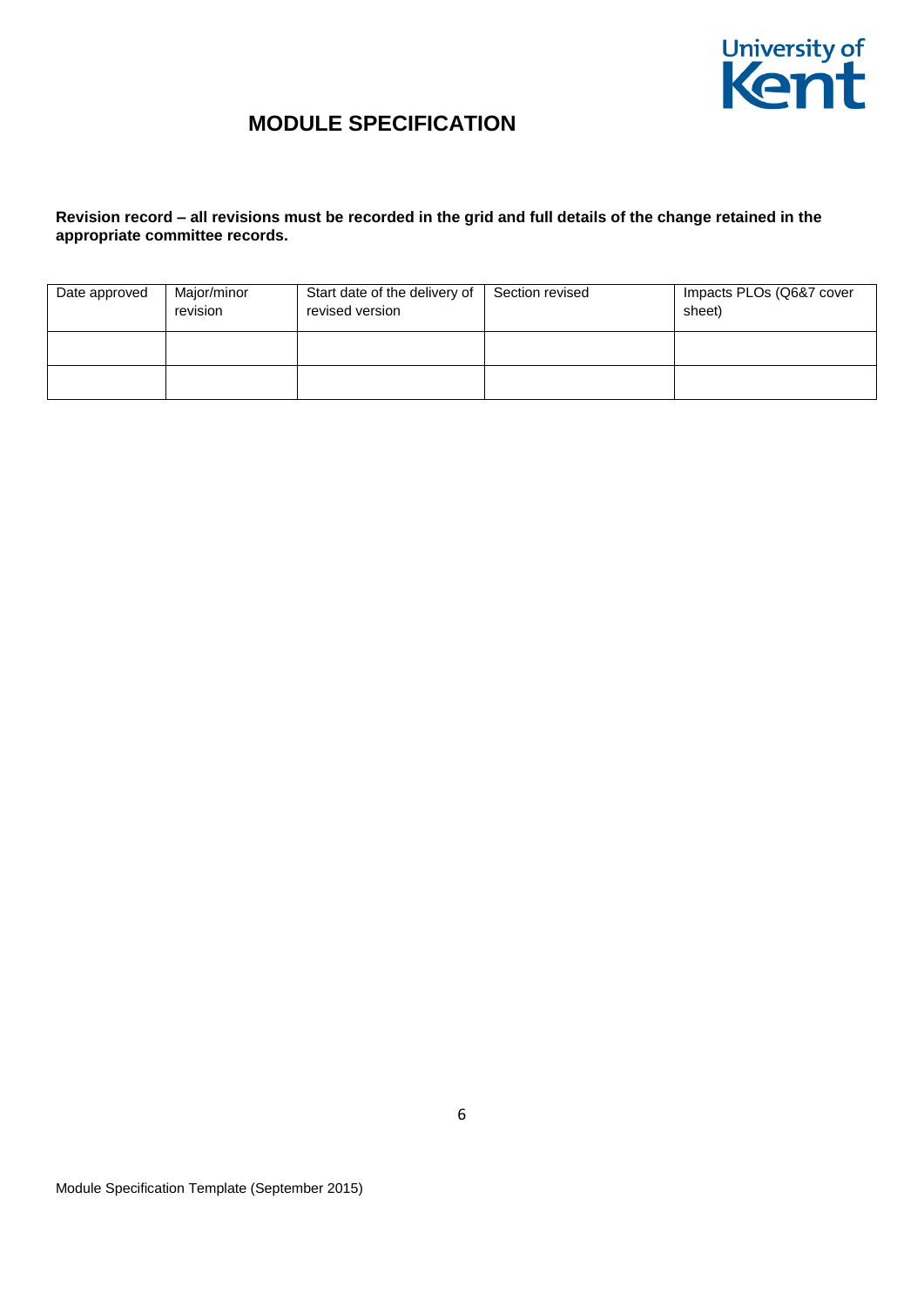# MODULE SPECIFICATION

**Revision record – all revisions must be recorded in the grid and full details of the change retained in the appropriate committee records.**

| Date approved | Major/minor revision | Start date of the delivery of revised version | Section revised | Impacts PLOs (Q6&7 cover sheet) |
|---|---|---|---|---|
| | | | | |
| | | | | |

Module Specification Template (September 2015)